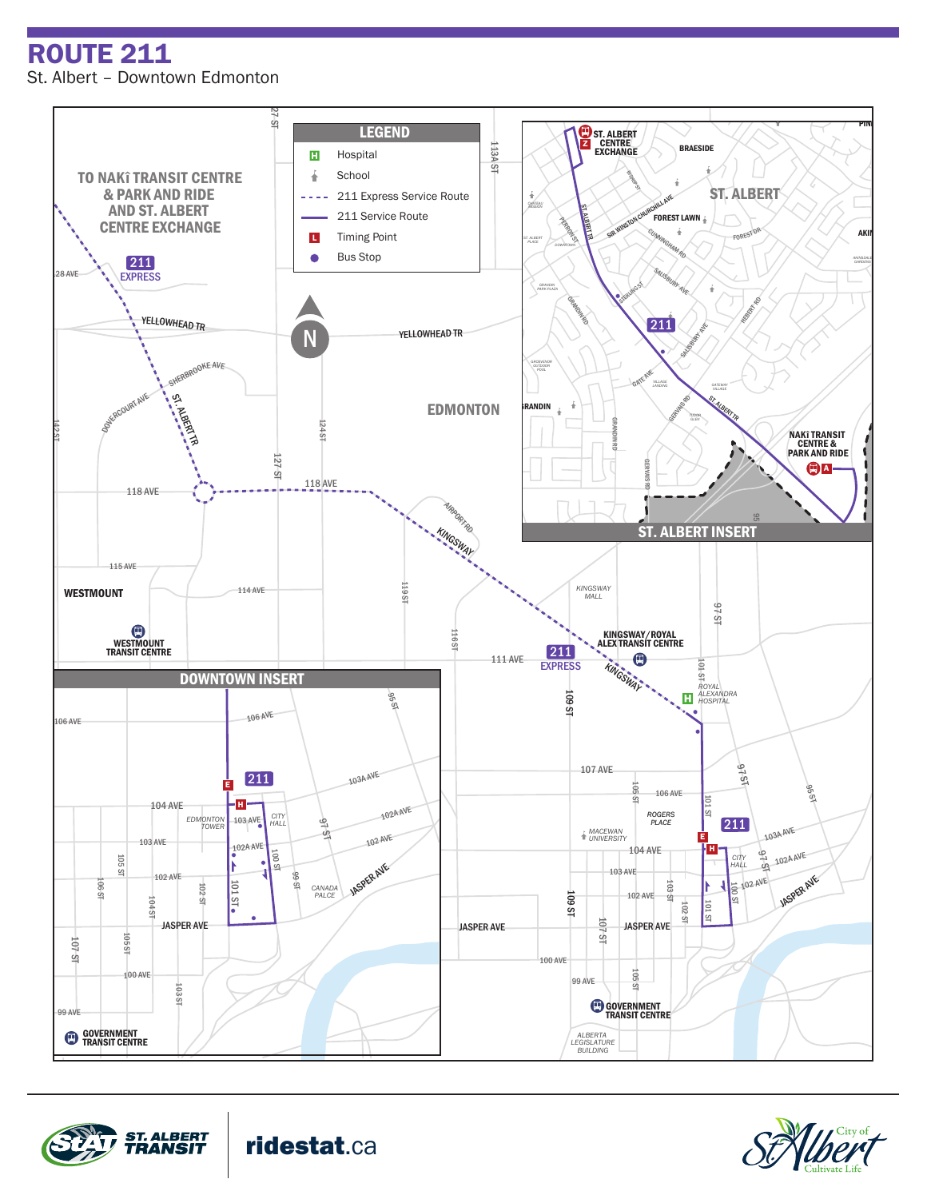# ROUTE 211

St. Albert – Downtown Edmonton

**LEGEND**

- Hospital
- School
- 211 Express Service Route
- 211 Service Route
- Timing Point
- Bus Stop

TO NAKÎ TRANSIT CENTRE & PARK AND RIDE AND ST. ALBERT CENTRE EXCHANGE

211 EXPRESS

YELLOWHEAD TR

EDMONTON

ST. ALBERT TR

118 AVE

KINGSWAY

WESTMOUNT

WESTMOUNT TRANSIT CENTRE

KINGSWAY/ROYAL ALEX TRANSIT CENTRE

ROYAL ALEXANDRA HOSPITAL

KINGSWAY MALL

ROGERS PLACE

MACEWAN UNIVERSITY

CITY HALL

JASPER AVE

GOVERNMENT TRANSIT CENTRE

ALBERTA LEGISLATURE BUILDING

**ST. ALBERT INSERT**

ST. ALBERT CENTRE EXCHANGE

BRAESIDE

ST. ALBERT

FOREST LAWN

NAKÎ TRANSIT CENTRE & PARK AND RIDE

**DOWNTOWN INSERT**

EDMONTON TOWER

CITY HALL

CANADA PALCE

GOVERNMENT TRANSIT CENTRE

ST. ALBERT TRANSIT

ridestat.ca

City of St. Albert — Cultivate Life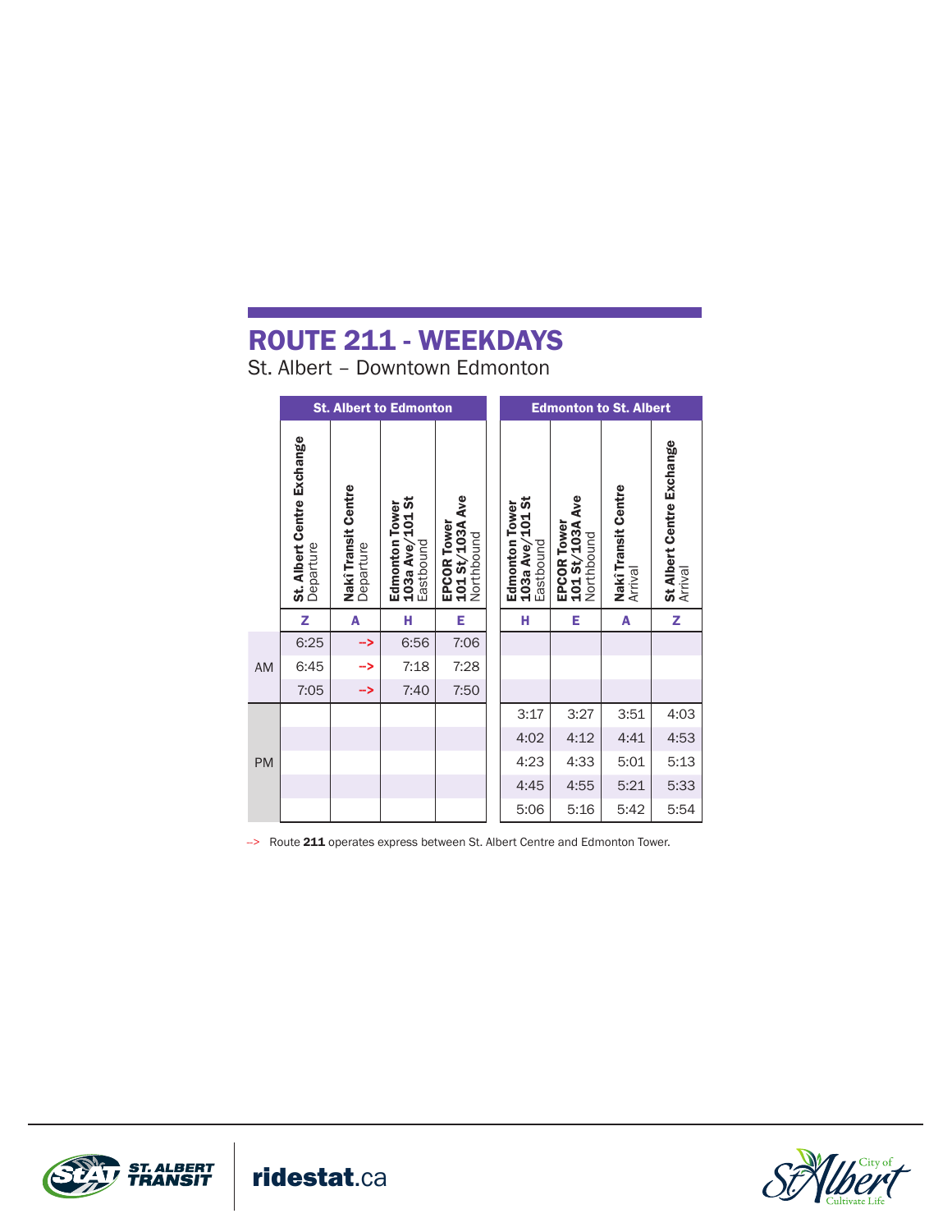## ROUTE 211 - WEEKDAYS

St. Albert – Downtown Edmonton

| | St. Albert to Edmonton | | | | Edmonton to St. Albert | | | |
|---|---|---|---|---|---|---|---|---|
| | **St. Albert Centre Exchange** Departure | **Nakî Transit Centre** Departure | **Edmonton Tower 103a Ave/101 St** Eastbound | **EPCOR Tower 101 St/103A Ave** Northbound | **Edmonton Tower 103a Ave/101 St** Eastbound | **EPCOR Tower 101 St/103A Ave** Northbound | **Nakî Transit Centre** Arrival | **St Albert Centre Exchange** Arrival |
| | Z | A | H | E | H | E | A | Z |
| AM | 6:25 | --> | 6:56 | 7:06 | | | | |
| | 6:45 | --> | 7:18 | 7:28 | | | | |
| | 7:05 | --> | 7:40 | 7:50 | | | | |
| PM | | | | | 3:17 | 3:27 | 3:51 | 4:03 |
| | | | | | 4:02 | 4:12 | 4:41 | 4:53 |
| | | | | | 4:23 | 4:33 | 5:01 | 5:13 |
| | | | | | 4:45 | 4:55 | 5:21 | 5:33 |
| | | | | | 5:06 | 5:16 | 5:42 | 5:54 |

--> Route **211** operates express between St. Albert Centre and Edmonton Tower.

ST. ALBERT TRANSIT

ridestat.ca

City of St. Albert — Cultivate Life